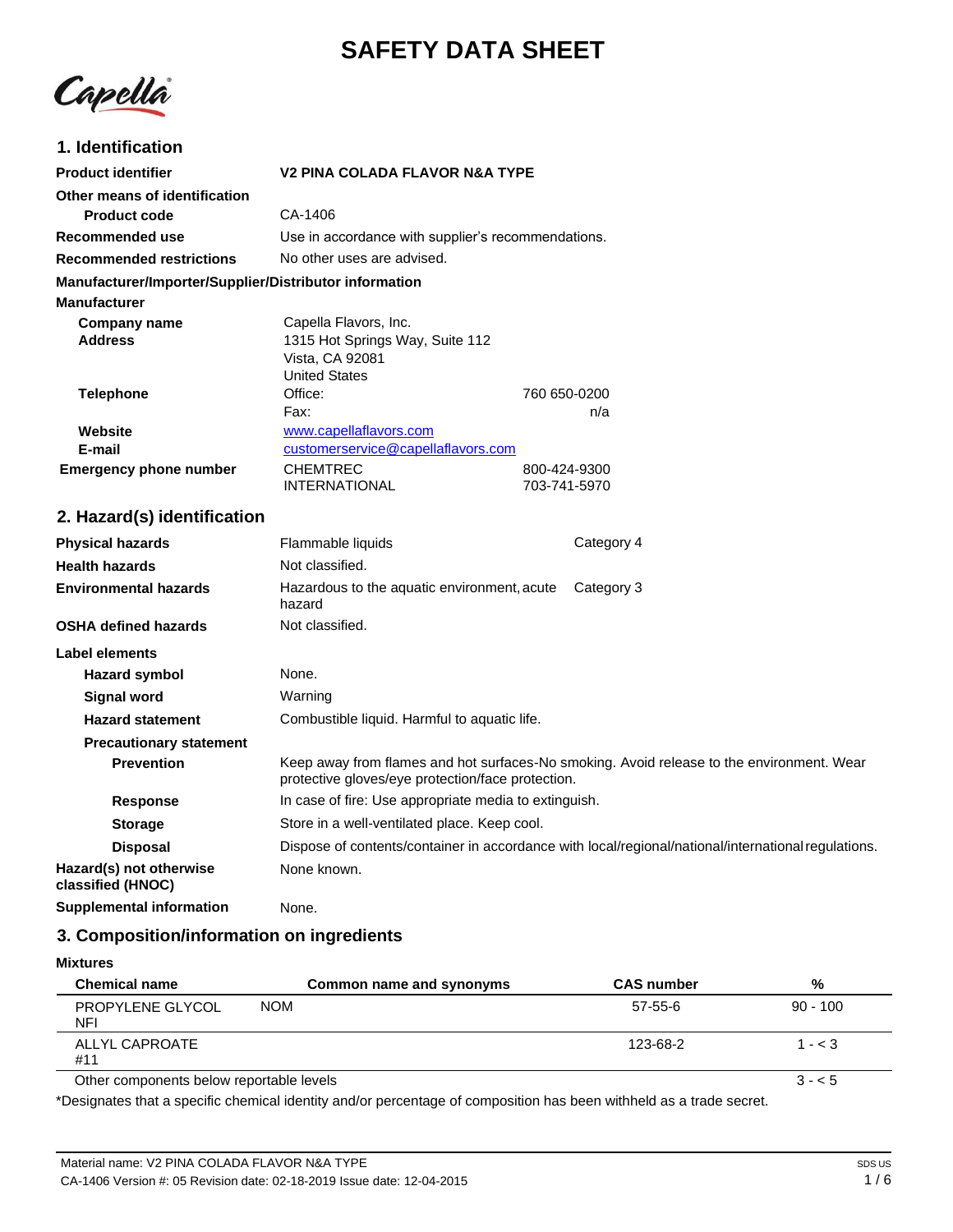# SAFETY DATA SHEET

Capella

## 1. Identification

| | |
|---|---|
| **Product identifier** | **V2 PINA COLADA FLAVOR N&A TYPE** |
| **Other means of identification** | |
| **Product code** | CA-1406 |
| **Recommended use** | Use in accordance with supplier's recommendations. |
| **Recommended restrictions** | No other uses are advised. |

**Manufacturer/Importer/Supplier/Distributor information**

**Manufacturer**

| | | |
|---|---|---|
| **Company name** | Capella Flavors, Inc. | |
| **Address** | 1315 Hot Springs Way, Suite 112<br>Vista, CA 92081<br>United States | |
| **Telephone** | Office: | 760 650-0200 |
| | Fax: | n/a |
| **Website** | www.capellaflavors.com | |
| **E-mail** | customerservice@capellaflavors.com | |
| **Emergency phone number** | CHEMTREC | 800-424-9300 |
| | INTERNATIONAL | 703-741-5970 |

## 2. Hazard(s) identification

| | | |
|---|---|---|
| **Physical hazards** | Flammable liquids | Category 4 |
| **Health hazards** | Not classified. | |
| **Environmental hazards** | Hazardous to the aquatic environment, acute hazard | Category 3 |
| **OSHA defined hazards** | Not classified. | |

**Label elements**

| | |
|---|---|
| **Hazard symbol** | None. |
| **Signal word** | Warning |
| **Hazard statement** | Combustible liquid. Harmful to aquatic life. |
| **Precautionary statement** | |
| **Prevention** | Keep away from flames and hot surfaces-No smoking. Avoid release to the environment. Wear protective gloves/eye protection/face protection. |
| **Response** | In case of fire: Use appropriate media to extinguish. |
| **Storage** | Store in a well-ventilated place. Keep cool. |
| **Disposal** | Dispose of contents/container in accordance with local/regional/national/international regulations. |
| **Hazard(s) not otherwise classified (HNOC)** | None known. |
| **Supplemental information** | None. |

## 3. Composition/information on ingredients

**Mixtures**

| Chemical name | Common name and synonyms | CAS number | % |
|---|---|---|---|
| PROPYLENE GLYCOL NFI | NOM | 57-55-6 | 90 - 100 |
| ALLYL CAPROATE #11 | | 123-68-2 | 1 - < 3 |
| Other components below reportable levels | | | 3 - < 5 |

*Designates that a specific chemical identity and/or percentage of composition has been withheld as a trade secret.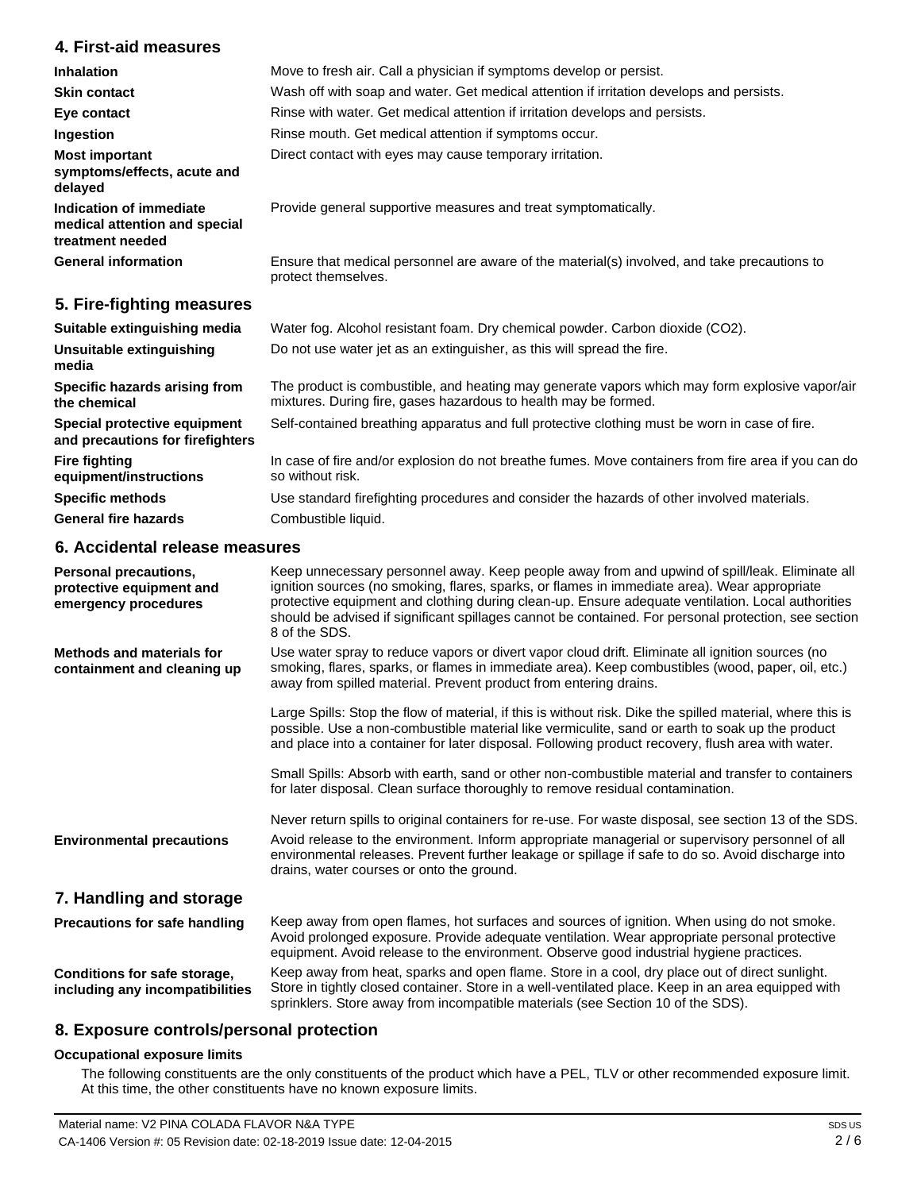## 4. First-aid measures

| | |
|---|---|
| **Inhalation** | Move to fresh air. Call a physician if symptoms develop or persist. |
| **Skin contact** | Wash off with soap and water. Get medical attention if irritation develops and persists. |
| **Eye contact** | Rinse with water. Get medical attention if irritation develops and persists. |
| **Ingestion** | Rinse mouth. Get medical attention if symptoms occur. |
| **Most important symptoms/effects, acute and delayed** | Direct contact with eyes may cause temporary irritation. |
| **Indication of immediate medical attention and special treatment needed** | Provide general supportive measures and treat symptomatically. |
| **General information** | Ensure that medical personnel are aware of the material(s) involved, and take precautions to protect themselves. |

## 5. Fire-fighting measures

| | |
|---|---|
| **Suitable extinguishing media** | Water fog. Alcohol resistant foam. Dry chemical powder. Carbon dioxide ($CO_2$). |
| **Unsuitable extinguishing media** | Do not use water jet as an extinguisher, as this will spread the fire. |
| **Specific hazards arising from the chemical** | The product is combustible, and heating may generate vapors which may form explosive vapor/air mixtures. During fire, gases hazardous to health may be formed. |
| **Special protective equipment and precautions for firefighters** | Self-contained breathing apparatus and full protective clothing must be worn in case of fire. |
| **Fire fighting equipment/instructions** | In case of fire and/or explosion do not breathe fumes. Move containers from fire area if you can do so without risk. |
| **Specific methods** | Use standard firefighting procedures and consider the hazards of other involved materials. |
| **General fire hazards** | Combustible liquid. |

## 6. Accidental release measures

**Personal precautions, protective equipment and emergency procedures**

Keep unnecessary personnel away. Keep people away from and upwind of spill/leak. Eliminate all ignition sources (no smoking, flares, sparks, or flames in immediate area). Wear appropriate protective equipment and clothing during clean-up. Ensure adequate ventilation. Local authorities should be advised if significant spillages cannot be contained. For personal protection, see section 8 of the SDS.

**Methods and materials for containment and cleaning up**

Use water spray to reduce vapors or divert vapor cloud drift. Eliminate all ignition sources (no smoking, flares, sparks, or flames in immediate area). Keep combustibles (wood, paper, oil, etc.) away from spilled material. Prevent product from entering drains.

Large Spills: Stop the flow of material, if this is without risk. Dike the spilled material, where this is possible. Use a non-combustible material like vermiculite, sand or earth to soak up the product and place into a container for later disposal. Following product recovery, flush area with water.

Small Spills: Absorb with earth, sand or other non-combustible material and transfer to containers for later disposal. Clean surface thoroughly to remove residual contamination.

Never return spills to original containers for re-use. For waste disposal, see section 13 of the SDS.

**Environmental precautions**

Avoid release to the environment. Inform appropriate managerial or supervisory personnel of all environmental releases. Prevent further leakage or spillage if safe to do so. Avoid discharge into drains, water courses or onto the ground.

## 7. Handling and storage

**Precautions for safe handling**

Keep away from open flames, hot surfaces and sources of ignition. When using do not smoke. Avoid prolonged exposure. Provide adequate ventilation. Wear appropriate personal protective equipment. Avoid release to the environment. Observe good industrial hygiene practices.

**Conditions for safe storage, including any incompatibilities**

Keep away from heat, sparks and open flame. Store in a cool, dry place out of direct sunlight. Store in tightly closed container. Store in a well-ventilated place. Keep in an area equipped with sprinklers. Store away from incompatible materials (see Section 10 of the SDS).

## 8. Exposure controls/personal protection

**Occupational exposure limits**

The following constituents are the only constituents of the product which have a PEL, TLV or other recommended exposure limit. At this time, the other constituents have no known exposure limits.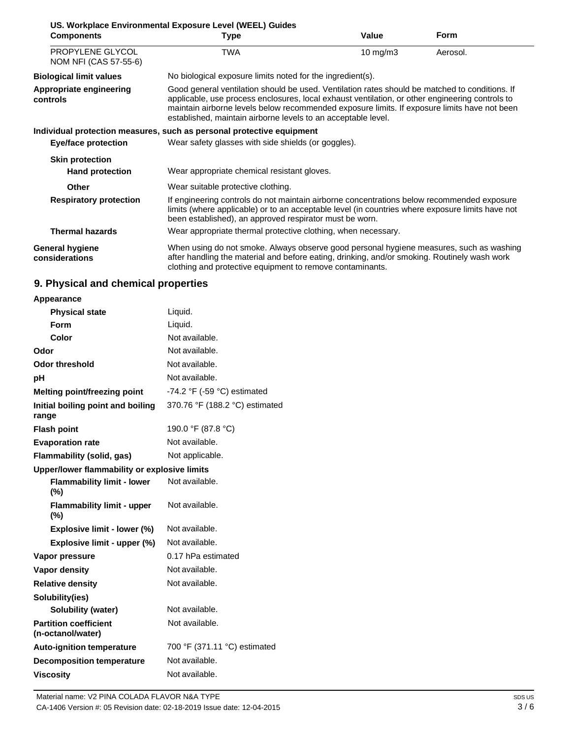**US. Workplace Environmental Exposure Level (WEEL) Guides**

| Components | Type | Value | Form |
|---|---|---|---|
| PROPYLENE GLYCOL NOM NFI (CAS 57-55-6) | TWA | 10 mg/m3 | Aerosol. |

**Biological limit values** No biological exposure limits noted for the ingredient(s).

**Appropriate engineering controls** Good general ventilation should be used. Ventilation rates should be matched to conditions. If applicable, use process enclosures, local exhaust ventilation, or other engineering controls to maintain airborne levels below recommended exposure limits. If exposure limits have not been established, maintain airborne levels to an acceptable level.

**Individual protection measures, such as personal protective equipment**

**Eye/face protection** Wear safety glasses with side shields (or goggles).

**Skin protection**

**Hand protection** Wear appropriate chemical resistant gloves.

**Other** Wear suitable protective clothing.

**Respiratory protection** If engineering controls do not maintain airborne concentrations below recommended exposure limits (where applicable) or to an acceptable level (in countries where exposure limits have not been established), an approved respirator must be worn.

**Thermal hazards** Wear appropriate thermal protective clothing, when necessary.

**General hygiene considerations** When using do not smoke. Always observe good personal hygiene measures, such as washing after handling the material and before eating, drinking, and/or smoking. Routinely wash work clothing and protective equipment to remove contaminants.

## 9. Physical and chemical properties

| Property | Value |
|---|---|
| **Appearance** | |
| Physical state | Liquid. |
| Form | Liquid. |
| Color | Not available. |
| **Odor** | Not available. |
| **Odor threshold** | Not available. |
| **pH** | Not available. |
| **Melting point/freezing point** | -74.2 °F (-59 °C) estimated |
| **Initial boiling point and boiling range** | 370.76 °F (188.2 °C) estimated |
| **Flash point** | 190.0 °F (87.8 °C) |
| **Evaporation rate** | Not available. |
| **Flammability (solid, gas)** | Not applicable. |
| **Upper/lower flammability or explosive limits** | |
| Flammability limit - lower (%) | Not available. |
| Flammability limit - upper (%) | Not available. |
| Explosive limit - lower (%) | Not available. |
| Explosive limit - upper (%) | Not available. |
| **Vapor pressure** | 0.17 hPa estimated |
| **Vapor density** | Not available. |
| **Relative density** | Not available. |
| **Solubility(ies)** | |
| Solubility (water) | Not available. |
| **Partition coefficient (n-octanol/water)** | Not available. |
| **Auto-ignition temperature** | 700 °F (371.11 °C) estimated |
| **Decomposition temperature** | Not available. |
| **Viscosity** | Not available. |

Material name: V2 PINA COLADA FLAVOR N&A TYPE
CA-1406 Version #: 05 Revision date: 02-18-2019 Issue date: 12-04-2015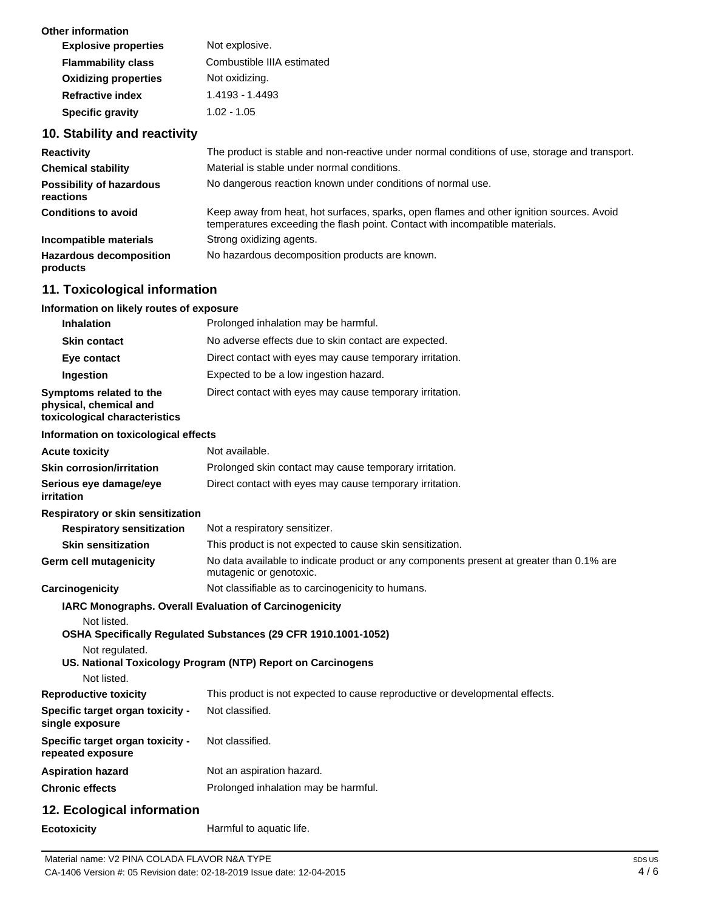**Other information**

| | |
|---|---|
| **Explosive properties** | Not explosive. |
| **Flammability class** | Combustible IIIA estimated |
| **Oxidizing properties** | Not oxidizing. |
| **Refractive index** | 1.4193 - 1.4493 |
| **Specific gravity** | 1.02 - 1.05 |

## 10. Stability and reactivity

| | |
|---|---|
| **Reactivity** | The product is stable and non-reactive under normal conditions of use, storage and transport. |
| **Chemical stability** | Material is stable under normal conditions. |
| **Possibility of hazardous reactions** | No dangerous reaction known under conditions of normal use. |
| **Conditions to avoid** | Keep away from heat, hot surfaces, sparks, open flames and other ignition sources. Avoid temperatures exceeding the flash point. Contact with incompatible materials. |
| **Incompatible materials** | Strong oxidizing agents. |
| **Hazardous decomposition products** | No hazardous decomposition products are known. |

## 11. Toxicological information

**Information on likely routes of exposure**

| | |
|---|---|
| **Inhalation** | Prolonged inhalation may be harmful. |
| **Skin contact** | No adverse effects due to skin contact are expected. |
| **Eye contact** | Direct contact with eyes may cause temporary irritation. |
| **Ingestion** | Expected to be a low ingestion hazard. |
| **Symptoms related to the physical, chemical and toxicological characteristics** | Direct contact with eyes may cause temporary irritation. |

**Information on toxicological effects**

| | |
|---|---|
| **Acute toxicity** | Not available. |
| **Skin corrosion/irritation** | Prolonged skin contact may cause temporary irritation. |
| **Serious eye damage/eye irritation** | Direct contact with eyes may cause temporary irritation. |

**Respiratory or skin sensitization**

| | |
|---|---|
| **Respiratory sensitization** | Not a respiratory sensitizer. |
| **Skin sensitization** | This product is not expected to cause skin sensitization. |
| **Germ cell mutagenicity** | No data available to indicate product or any components present at greater than 0.1% are mutagenic or genotoxic. |
| **Carcinogenicity** | Not classifiable as to carcinogenicity to humans. |

**IARC Monographs. Overall Evaluation of Carcinogenicity**

Not listed.

**OSHA Specifically Regulated Substances (29 CFR 1910.1001-1052)**

Not regulated.

**US. National Toxicology Program (NTP) Report on Carcinogens**

Not listed.

| | |
|---|---|
| **Reproductive toxicity** | This product is not expected to cause reproductive or developmental effects. |
| **Specific target organ toxicity - single exposure** | Not classified. |
| **Specific target organ toxicity - repeated exposure** | Not classified. |
| **Aspiration hazard** | Not an aspiration hazard. |
| **Chronic effects** | Prolonged inhalation may be harmful. |

## 12. Ecological information

| | |
|---|---|
| **Ecotoxicity** | Harmful to aquatic life. |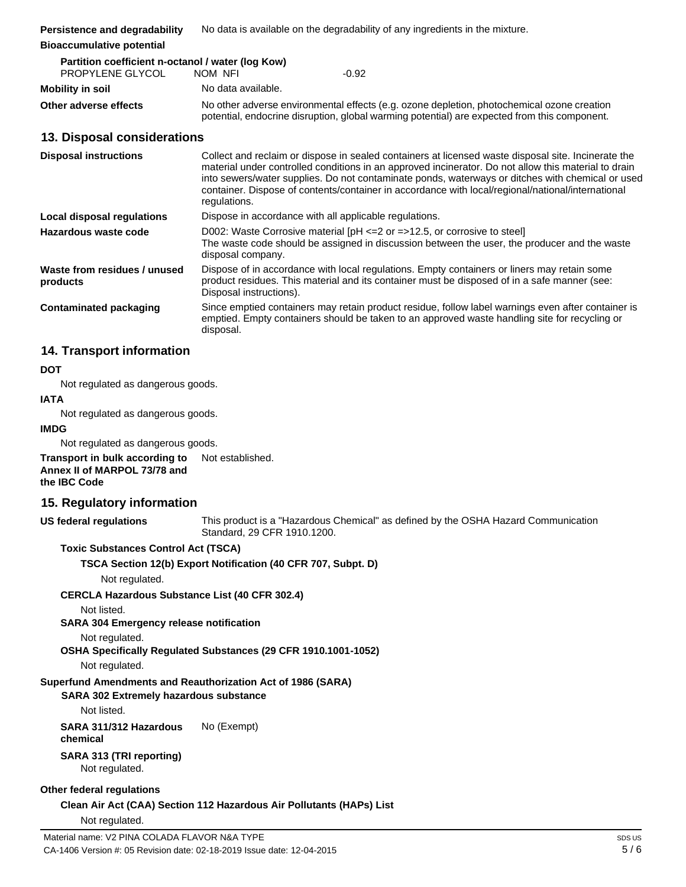**Persistence and degradability** No data is available on the degradability of any ingredients in the mixture.

**Bioaccumulative potential**

**Partition coefficient n-octanol / water (log Kow)**

| | | |
|---|---|---|
| PROPYLENE GLYCOL | NOM NFI | -0.92 |

**Mobility in soil** No data available.

**Other adverse effects** No other adverse environmental effects (e.g. ozone depletion, photochemical ozone creation potential, endocrine disruption, global warming potential) are expected from this component.

## 13. Disposal considerations

**Disposal instructions** Collect and reclaim or dispose in sealed containers at licensed waste disposal site. Incinerate the material under controlled conditions in an approved incinerator. Do not allow this material to drain into sewers/water supplies. Do not contaminate ponds, waterways or ditches with chemical or used container. Dispose of contents/container in accordance with local/regional/national/international regulations.

**Local disposal regulations** Dispose in accordance with all applicable regulations.

**Hazardous waste code** D002: Waste Corrosive material [pH <=2 or =>12.5, or corrosive to steel]
The waste code should be assigned in discussion between the user, the producer and the waste disposal company.

**Waste from residues / unused products** Dispose of in accordance with local regulations. Empty containers or liners may retain some product residues. This material and its container must be disposed of in a safe manner (see: Disposal instructions).

**Contaminated packaging** Since emptied containers may retain product residue, follow label warnings even after container is emptied. Empty containers should be taken to an approved waste handling site for recycling or disposal.

## 14. Transport information

**DOT**

Not regulated as dangerous goods.

**IATA**

Not regulated as dangerous goods.

**IMDG**

Not regulated as dangerous goods.

**Transport in bulk according to Annex II of MARPOL 73/78 and the IBC Code** Not established.

## 15. Regulatory information

**US federal regulations** This product is a "Hazardous Chemical" as defined by the OSHA Hazard Communication Standard, 29 CFR 1910.1200.

**Toxic Substances Control Act (TSCA)**

**TSCA Section 12(b) Export Notification (40 CFR 707, Subpt. D)**

Not regulated.

**CERCLA Hazardous Substance List (40 CFR 302.4)**

Not listed.

**SARA 304 Emergency release notification**

Not regulated.

**OSHA Specifically Regulated Substances (29 CFR 1910.1001-1052)**

Not regulated.

**Superfund Amendments and Reauthorization Act of 1986 (SARA)**

**SARA 302 Extremely hazardous substance**

Not listed.

**SARA 311/312 Hazardous chemical** No (Exempt)

**SARA 313 (TRI reporting)**

Not regulated.

**Other federal regulations**

**Clean Air Act (CAA) Section 112 Hazardous Air Pollutants (HAPs) List**

Not regulated.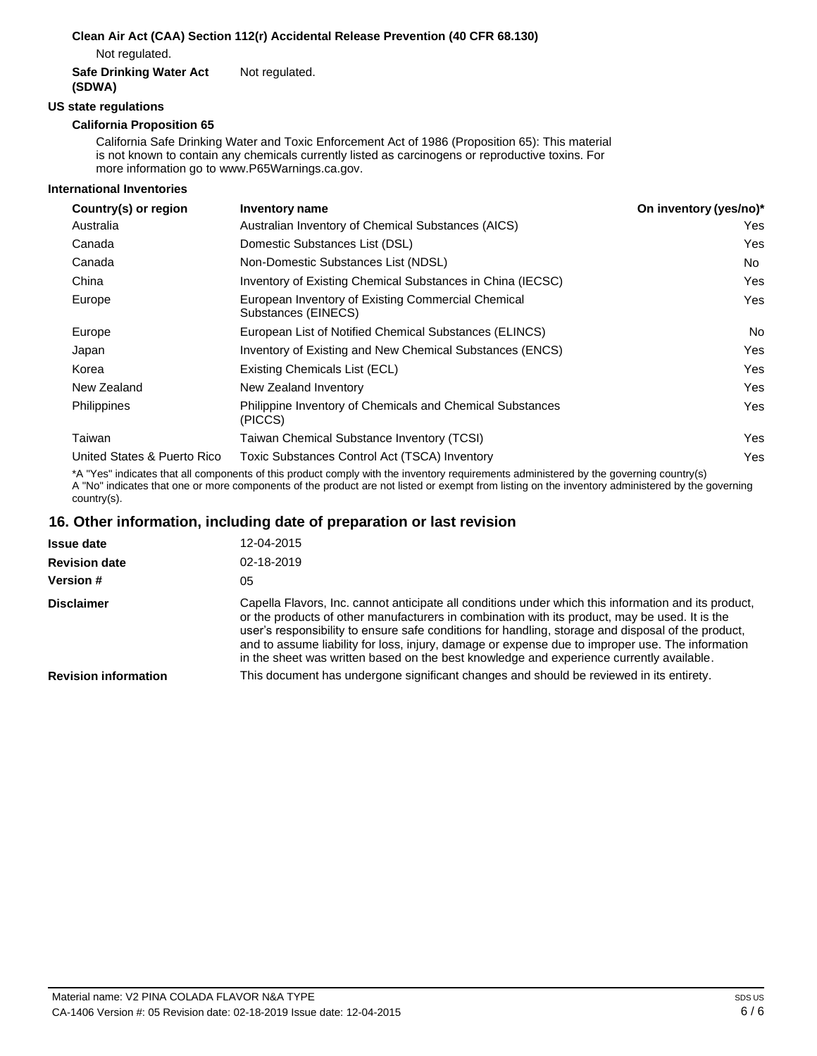**Clean Air Act (CAA) Section 112(r) Accidental Release Prevention (40 CFR 68.130)**

Not regulated.

**Safe Drinking Water Act (SDWA)** Not regulated.

**US state regulations**

**California Proposition 65**

California Safe Drinking Water and Toxic Enforcement Act of 1986 (Proposition 65): This material is not known to contain any chemicals currently listed as carcinogens or reproductive toxins. For more information go to www.P65Warnings.ca.gov.

**International Inventories**

| Country(s) or region | Inventory name | On inventory (yes/no)* |
|---|---|---|
| Australia | Australian Inventory of Chemical Substances (AICS) | Yes |
| Canada | Domestic Substances List (DSL) | Yes |
| Canada | Non-Domestic Substances List (NDSL) | No |
| China | Inventory of Existing Chemical Substances in China (IECSC) | Yes |
| Europe | European Inventory of Existing Commercial Chemical Substances (EINECS) | Yes |
| Europe | European List of Notified Chemical Substances (ELINCS) | No |
| Japan | Inventory of Existing and New Chemical Substances (ENCS) | Yes |
| Korea | Existing Chemicals List (ECL) | Yes |
| New Zealand | New Zealand Inventory | Yes |
| Philippines | Philippine Inventory of Chemicals and Chemical Substances (PICCS) | Yes |
| Taiwan | Taiwan Chemical Substance Inventory (TCSI) | Yes |
| United States & Puerto Rico | Toxic Substances Control Act (TSCA) Inventory | Yes |

*A "Yes" indicates that all components of this product comply with the inventory requirements administered by the governing country(s)
A "No" indicates that one or more components of the product are not listed or exempt from listing on the inventory administered by the governing country(s).

## 16. Other information, including date of preparation or last revision

**Issue date** 12-04-2015

**Revision date** 02-18-2019

**Version #** 05

**Disclaimer** Capella Flavors, Inc. cannot anticipate all conditions under which this information and its product, or the products of other manufacturers in combination with its product, may be used. It is the user's responsibility to ensure safe conditions for handling, storage and disposal of the product, and to assume liability for loss, injury, damage or expense due to improper use. The information in the sheet was written based on the best knowledge and experience currently available.

**Revision information** This document has undergone significant changes and should be reviewed in its entirety.